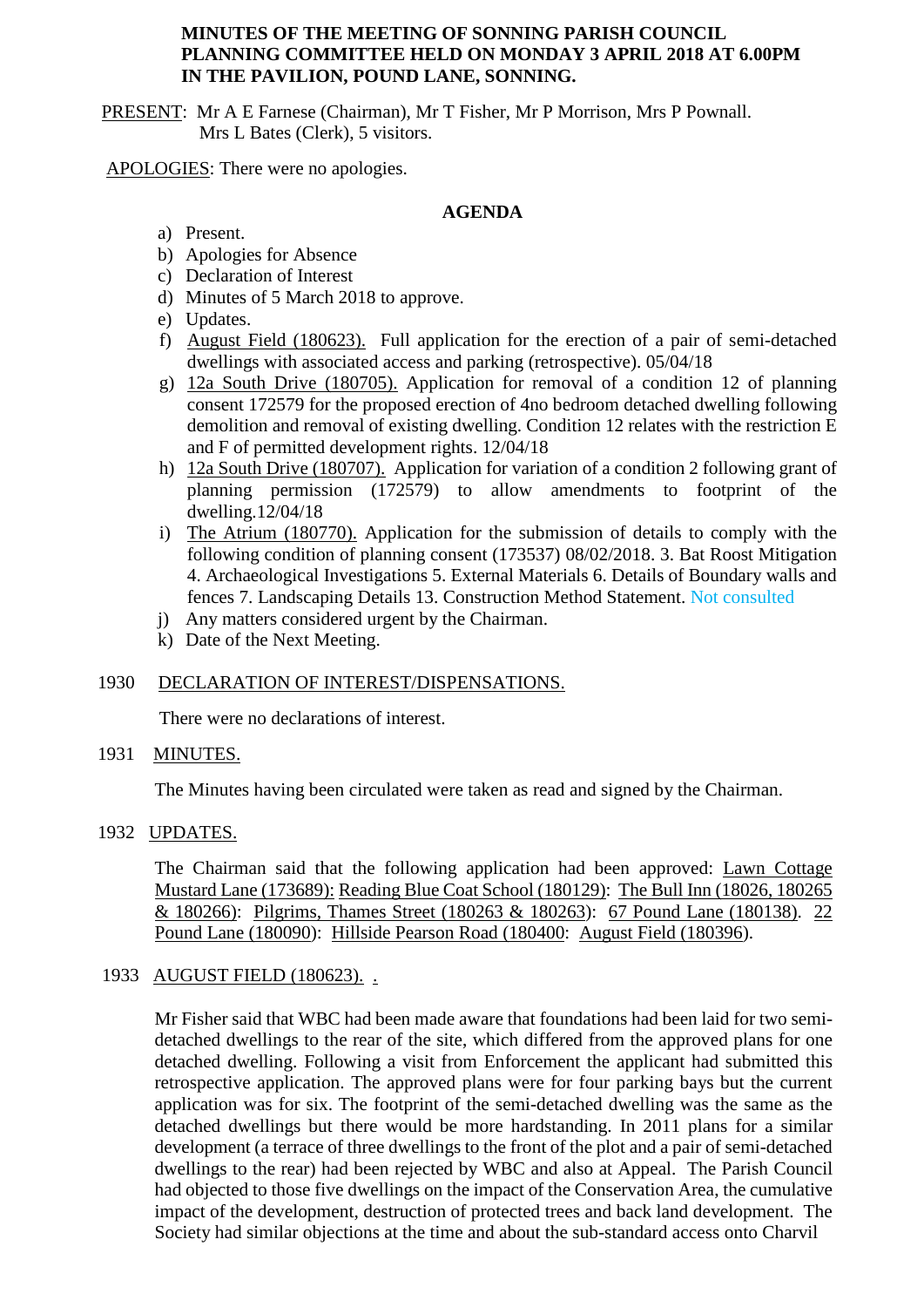**MINUTES OF THE MEETING OF SONNING PARISH COUNCIL PLANNING COMMITTEE HELD ON MONDAY 3 APRIL 2018 AT 6.00PM IN THE PAVILION, POUND LANE, SONNING.**

PRESENT: Mr A E Farnese (Chairman), Mr T Fisher, Mr P Morrison, Mrs P Pownall.
Mrs L Bates (Clerk), 5 visitors.

APOLOGIES: There were no apologies.

**AGENDA**

a) Present.
b) Apologies for Absence
c) Declaration of Interest
d) Minutes of 5 March 2018 to approve.
e) Updates.
f) August Field (180623). Full application for the erection of a pair of semi-detached dwellings with associated access and parking (retrospective). 05/04/18
g) 12a South Drive (180705). Application for removal of a condition 12 of planning consent 172579 for the proposed erection of 4no bedroom detached dwelling following demolition and removal of existing dwelling. Condition 12 relates with the restriction E and F of permitted development rights. 12/04/18
h) 12a South Drive (180707). Application for variation of a condition 2 following grant of planning permission (172579) to allow amendments to footprint of the dwelling.12/04/18
i) The Atrium (180770). Application for the submission of details to comply with the following condition of planning consent (173537) 08/02/2018. 3. Bat Roost Mitigation 4. Archaeological Investigations 5. External Materials 6. Details of Boundary walls and fences 7. Landscaping Details 13. Construction Method Statement. Not consulted
j) Any matters considered urgent by the Chairman.
k) Date of the Next Meeting.

1930 DECLARATION OF INTEREST/DISPENSATIONS.

There were no declarations of interest.

1931 MINUTES.

The Minutes having been circulated were taken as read and signed by the Chairman.

1932 UPDATES.

The Chairman said that the following application had been approved: Lawn Cottage Mustard Lane (173689): Reading Blue Coat School (180129): The Bull Inn (18026, 180265 & 180266): Pilgrims, Thames Street (180263 & 180263): 67 Pound Lane (180138). 22 Pound Lane (180090): Hillside Pearson Road (180400: August Field (180396).

1933 AUGUST FIELD (180623). .

Mr Fisher said that WBC had been made aware that foundations had been laid for two semi-detached dwellings to the rear of the site, which differed from the approved plans for one detached dwelling. Following a visit from Enforcement the applicant had submitted this retrospective application. The approved plans were for four parking bays but the current application was for six. The footprint of the semi-detached dwelling was the same as the detached dwellings but there would be more hardstanding. In 2011 plans for a similar development (a terrace of three dwellings to the front of the plot and a pair of semi-detached dwellings to the rear) had been rejected by WBC and also at Appeal. The Parish Council had objected to those five dwellings on the impact of the Conservation Area, the cumulative impact of the development, destruction of protected trees and back land development. The Society had similar objections at the time and about the sub-standard access onto Charvil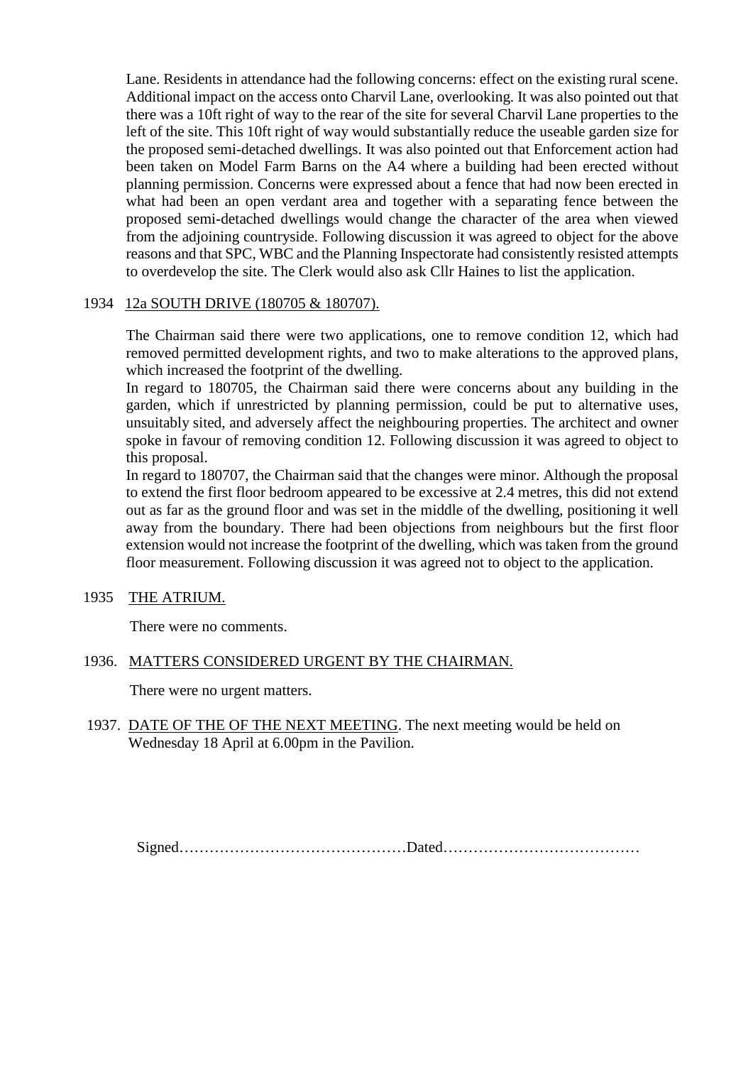Lane. Residents in attendance had the following concerns: effect on the existing rural scene. Additional impact on the access onto Charvil Lane, overlooking. It was also pointed out that there was a 10ft right of way to the rear of the site for several Charvil Lane properties to the left of the site. This 10ft right of way would substantially reduce the useable garden size for the proposed semi-detached dwellings. It was also pointed out that Enforcement action had been taken on Model Farm Barns on the A4 where a building had been erected without planning permission. Concerns were expressed about a fence that had now been erected in what had been an open verdant area and together with a separating fence between the proposed semi-detached dwellings would change the character of the area when viewed from the adjoining countryside. Following discussion it was agreed to object for the above reasons and that SPC, WBC and the Planning Inspectorate had consistently resisted attempts to overdevelop the site. The Clerk would also ask Cllr Haines to list the application.

1934 12a SOUTH DRIVE (180705 & 180707).

The Chairman said there were two applications, one to remove condition 12, which had removed permitted development rights, and two to make alterations to the approved plans, which increased the footprint of the dwelling.

In regard to 180705, the Chairman said there were concerns about any building in the garden, which if unrestricted by planning permission, could be put to alternative uses, unsuitably sited, and adversely affect the neighbouring properties. The architect and owner spoke in favour of removing condition 12. Following discussion it was agreed to object to this proposal.

In regard to 180707, the Chairman said that the changes were minor. Although the proposal to extend the first floor bedroom appeared to be excessive at 2.4 metres, this did not extend out as far as the ground floor and was set in the middle of the dwelling, positioning it well away from the boundary. There had been objections from neighbours but the first floor extension would not increase the footprint of the dwelling, which was taken from the ground floor measurement. Following discussion it was agreed not to object to the application.

1935 THE ATRIUM.

There were no comments.

1936. MATTERS CONSIDERED URGENT BY THE CHAIRMAN.

There were no urgent matters.

1937. DATE OF THE OF THE NEXT MEETING. The next meeting would be held on Wednesday 18 April at 6.00pm in the Pavilion.

Signed………………………………………Dated…………………………………